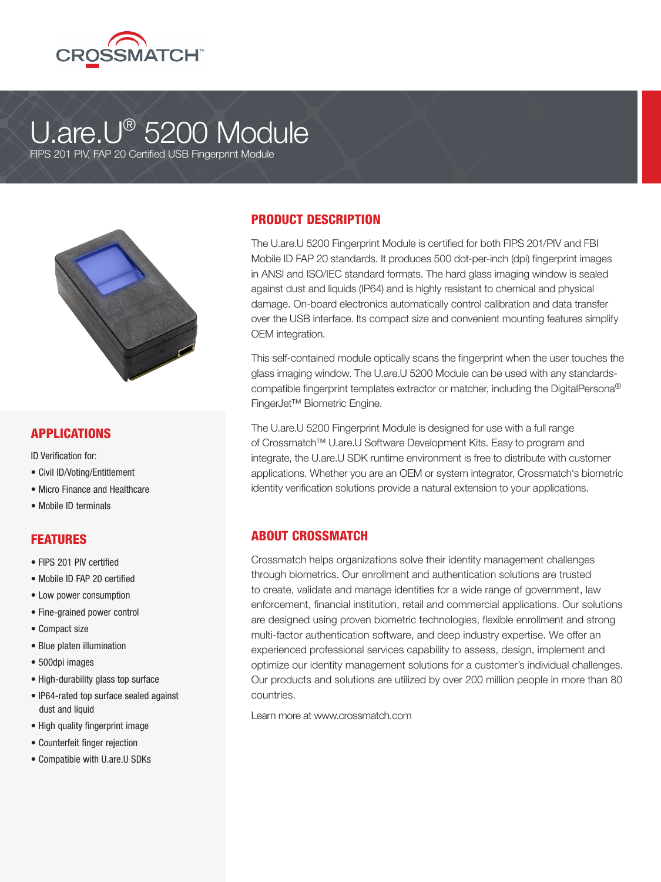CROSSMATCH™

# U.are.U® 5200 Module

FIPS 201 PIV, FAP 20 Certified USB Fingerprint Module

## PRODUCT DESCRIPTION

The U.are.U 5200 Fingerprint Module is certified for both FIPS 201/PIV and FBI Mobile ID FAP 20 standards. It produces 500 dot-per-inch (dpi) fingerprint images in ANSI and ISO/IEC standard formats. The hard glass imaging window is sealed against dust and liquids (IP64) and is highly resistant to chemical and physical damage. On-board electronics automatically control calibration and data transfer over the USB interface. Its compact size and convenient mounting features simplify OEM integration.

This self-contained module optically scans the fingerprint when the user touches the glass imaging window. The U.are.U 5200 Module can be used with any standards-compatible fingerprint templates extractor or matcher, including the DigitalPersona® FingerJet™ Biometric Engine.

The U.are.U 5200 Fingerprint Module is designed for use with a full range of Crossmatch™ U.are.U Software Development Kits. Easy to program and integrate, the U.are.U SDK runtime environment is free to distribute with customer applications. Whether you are an OEM or system integrator, Crossmatch's biometric identity verification solutions provide a natural extension to your applications.

## APPLICATIONS

ID Verification for:

- Civil ID/Voting/Entitlement
- Micro Finance and Healthcare
- Mobile ID terminals

## FEATURES

- FIPS 201 PIV certified
- Mobile ID FAP 20 certified
- Low power consumption
- Fine-grained power control
- Compact size
- Blue platen illumination
- 500dpi images
- High-durability glass top surface
- IP64-rated top surface sealed against dust and liquid
- High quality fingerprint image
- Counterfeit finger rejection
- Compatible with U.are.U SDKs

## ABOUT CROSSMATCH

Crossmatch helps organizations solve their identity management challenges through biometrics. Our enrollment and authentication solutions are trusted to create, validate and manage identities for a wide range of government, law enforcement, financial institution, retail and commercial applications. Our solutions are designed using proven biometric technologies, flexible enrollment and strong multi-factor authentication software, and deep industry expertise. We offer an experienced professional services capability to assess, design, implement and optimize our identity management solutions for a customer's individual challenges. Our products and solutions are utilized by over 200 million people in more than 80 countries.

Learn more at www.crossmatch.com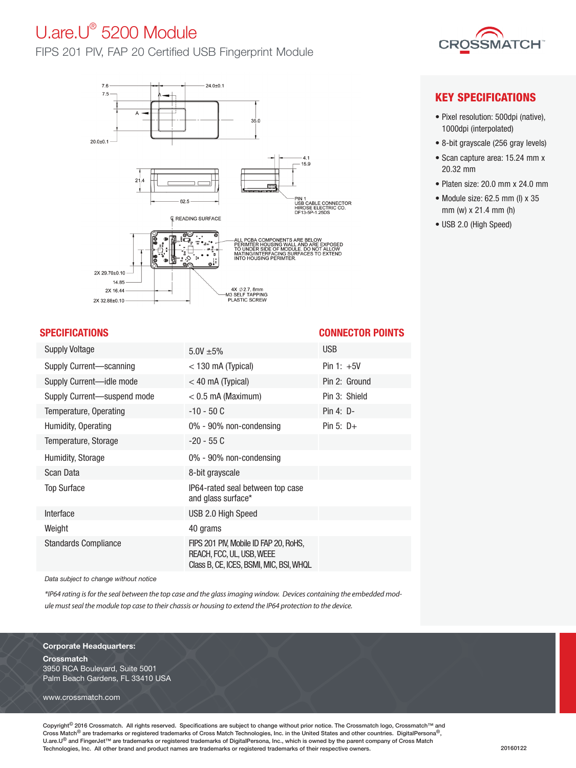# U.are.U® 5200 Module

FIPS 201 PIV, FAP 20 Certified USB Fingerprint Module

CROSSMATCH™

7.6
7.5
24.0±0.1
A
A
35.0
20.0±0.1
21.4
62.5
4.1
15.9
PIN 1
USB CABLE CONNECTOR
HIROSE ELECTRIC CO.
DF13-5P-1.25DS
℄ READING SURFACE
ALL PCBA COMPONENTS ARE BELOW PERIMTER HOUSING WALL AND ARE EXPOSED TO UNDER SIDE OF MODULE. DO NOT ALLOW MATING/INTERFACING SURFACES TO EXTEND INTO HOUSING PERIMTER.
2X 29.70±0.10
14.85
2X 16.44
2X 32.88±0.10
4X ⌀2.7, 8mm
M3 SELF TAPPING
PLASTIC SCREW

## KEY SPECIFICATIONS

- Pixel resolution: 500dpi (native), 1000dpi (interpolated)
- 8-bit grayscale (256 gray levels)
- Scan capture area: 15.24 mm x 20.32 mm
- Platen size: 20.0 mm x 24.0 mm
- Module size: 62.5 mm (l) x 35 mm (w) x 21.4 mm (h)
- USB 2.0 (High Speed)

## SPECIFICATIONS

| | |
|---|---|
| Supply Voltage | 5.0V ±5% |
| Supply Current—scanning | < 130 mA (Typical) |
| Supply Current—idle mode | < 40 mA (Typical) |
| Supply Current—suspend mode | < 0.5 mA (Maximum) |
| Temperature, Operating | -10 - 50 C |
| Humidity, Operating | 0% - 90% non-condensing |
| Temperature, Storage | -20 - 55 C |
| Humidity, Storage | 0% - 90% non-condensing |
| Scan Data | 8-bit grayscale |
| Top Surface | IP64-rated seal between top case and glass surface* |
| Interface | USB 2.0 High Speed |
| Weight | 40 grams |
| Standards Compliance | FIPS 201 PIV, Mobile ID FAP 20, RoHS, REACH, FCC, UL, USB, WEEE Class B, CE, ICES, BSMI, MIC, BSI, WHQL |

## CONNECTOR POINTS

| USB |
|---|
| Pin 1: +5V |
| Pin 2: Ground |
| Pin 3: Shield |
| Pin 4: D- |
| Pin 5: D+ |

*Data subject to change without notice*

*\*IP64 rating is for the seal between the top case and the glass imaging window. Devices containing the embedded module must seal the module top case to their chassis or housing to extend the IP64 protection to the device.*

**Corporate Headquarters:**

**Crossmatch**
3950 RCA Boulevard, Suite 5001
Palm Beach Gardens, FL 33410 USA

www.crossmatch.com

Copyright© 2016 Crossmatch. All rights reserved. Specifications are subject to change without prior notice. The Crossmatch logo, Crossmatch™ and Cross Match® are trademarks or registered trademarks of Cross Match Technologies, Inc. in the United States and other countries. DigitalPersona®, U.are.U® and FingerJet™ are trademarks or registered trademarks of DigitalPersona, Inc., which is owned by the parent company of Cross Match Technologies, Inc. All other brand and product names are trademarks or registered trademarks of their respective owners.

20160122